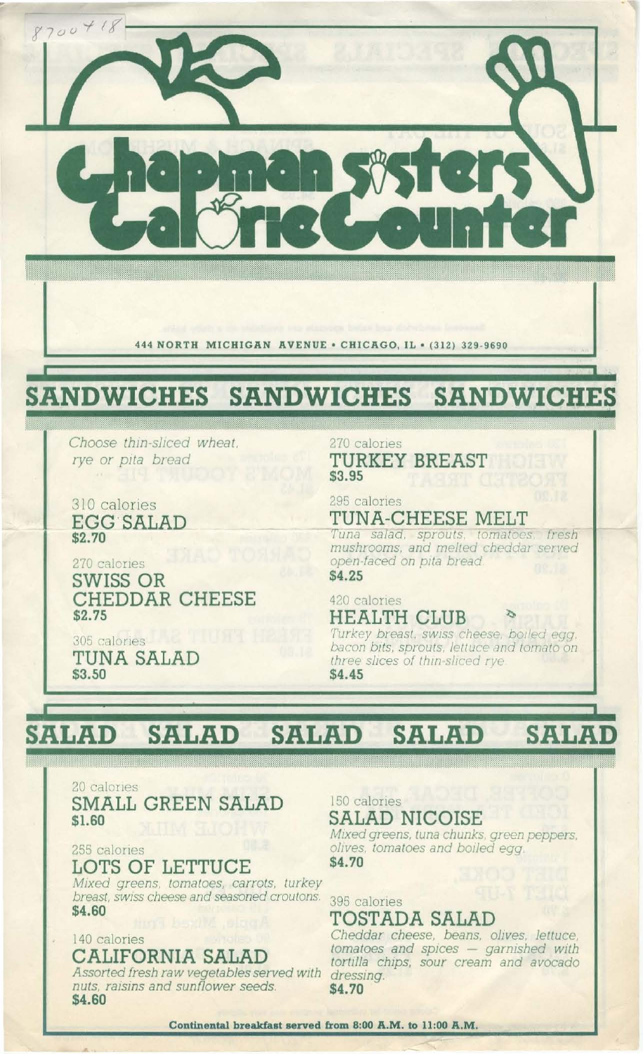8700418

# Chapman sisters Calorie Counter

444 NORTH MICHIGAN AVENUE • CHICAGO, IL • (312) 329-9690

## SANDWICHES SANDWICHES SANDWICHES

*Choose thin-sliced wheat, rye or pita bread*

310 calories
### EGG SALAD
**$2.70**

270 calories
### SWISS OR CHEDDAR CHEESE
**$2.75**

305 calories
### TUNA SALAD
**$3.50**

270 calories
### TURKEY BREAST
**$3.95**

295 calories
### TUNA-CHEESE MELT
*Tuna salad, sprouts, tomatoes, fresh mushrooms, and melted cheddar served open-faced on pita bread.*
**$4.25**

420 calories
### HEALTH CLUB
*Turkey breast, swiss cheese, boiled egg, bacon bits, sprouts, lettuce and tomato on three slices of thin-sliced rye.*
**$4.45**

## SALAD SALAD SALAD SALAD SALAD

20 calories
### SMALL GREEN SALAD
**$1.60**

255 calories
### LOTS OF LETTUCE
*Mixed greens, tomatoes, carrots, turkey breast, swiss cheese and seasoned croutons.*
**$4.60**

140 calories
### CALIFORNIA SALAD
*Assorted fresh raw vegetables served with nuts, raisins and sunflower seeds.*
**$4.60**

150 calories
### SALAD NICOISE
*Mixed greens, tuna chunks, green peppers, olives, tomatoes and boiled egg.*
**$4.70**

395 calories
### TOSTADA SALAD
*Cheddar cheese, beans, olives, lettuce, tomatoes and spices — garnished with tortilla chips, sour cream and avocado dressing.*
**$4.70**

**Continental breakfast served from 8:00 A.M. to 11:00 A.M.**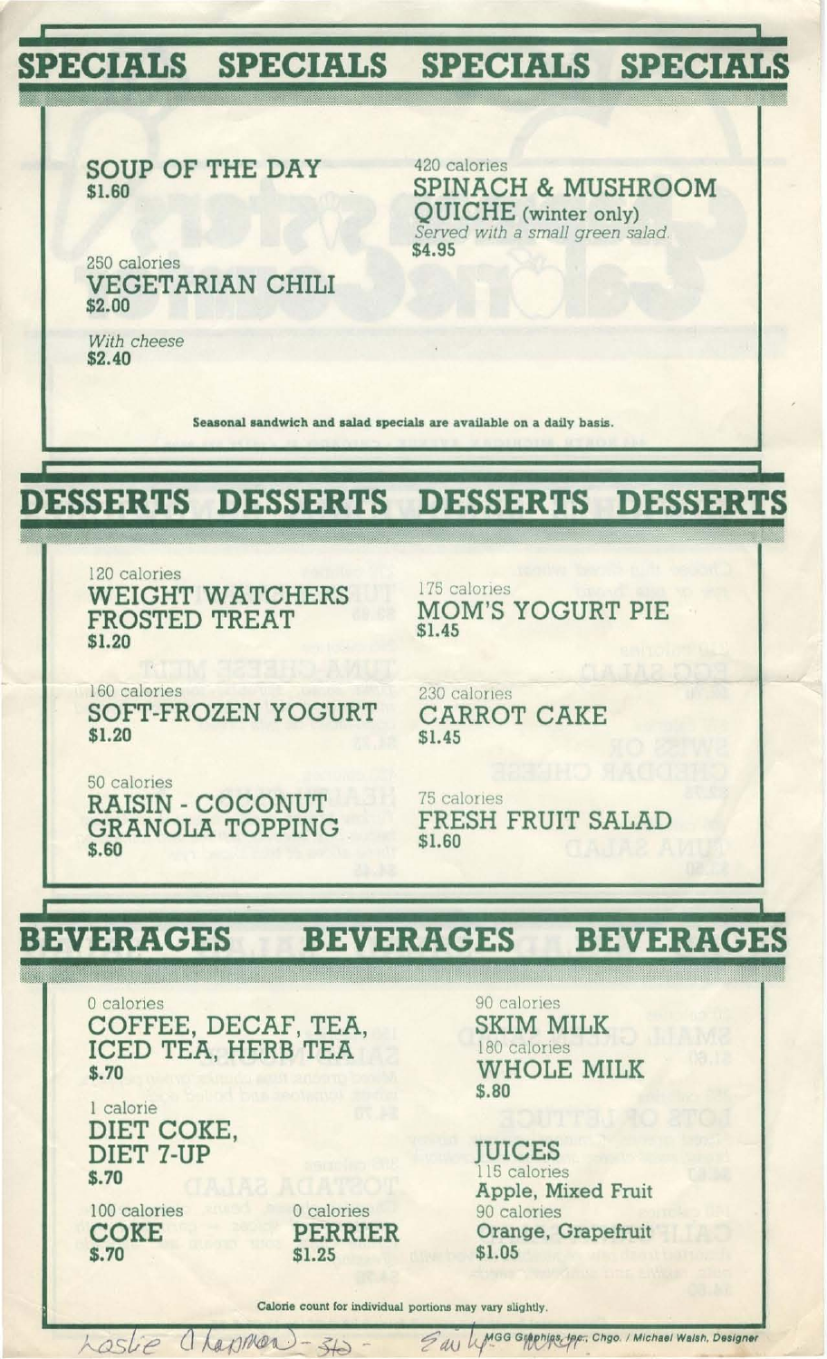# SPECIALS SPECIALS SPECIALS SPECIALS

**SOUP OF THE DAY**
**$1.60**

250 calories
**VEGETARIAN CHILI**
**$2.00**

*With cheese*
**$2.40**

420 calories
**SPINACH & MUSHROOM QUICHE** (winter only)
*Served with a small green salad.*
**$4.95**

**Seasonal sandwich and salad specials are available on a daily basis.**

# DESSERTS DESSERTS DESSERTS DESSERTS

120 calories
**WEIGHT WATCHERS FROSTED TREAT**
**$1.20**

160 calories
**SOFT-FROZEN YOGURT**
**$1.20**

50 calories
**RAISIN - COCONUT GRANOLA TOPPING**
**$.60**

175 calories
**MOM'S YOGURT PIE**
**$1.45**

230 calories
**CARROT CAKE**
**$1.45**

75 calories
**FRESH FRUIT SALAD**
**$1.60**

# BEVERAGES BEVERAGES BEVERAGES

0 calories
**COFFEE, DECAF, TEA, ICED TEA, HERB TEA**
**$.70**

1 calorie
**DIET COKE, DIET 7-UP**
**$.70**

100 calories
**COKE**
**$.70**

0 calories
**PERRIER**
**$1.25**

90 calories
**SKIM MILK**
180 calories
**WHOLE MILK**
**$.80**

**JUICES**
115 calories
**Apple, Mixed Fruit**
90 calories
**Orange, Grapefruit**
**$1.05**

**Calorie count for individual portions may vary slightly.**

MGG Graphics, Inc., Chgo. / Michael Walsh, Designer

Leslie Chapman - 3?? - Family ???